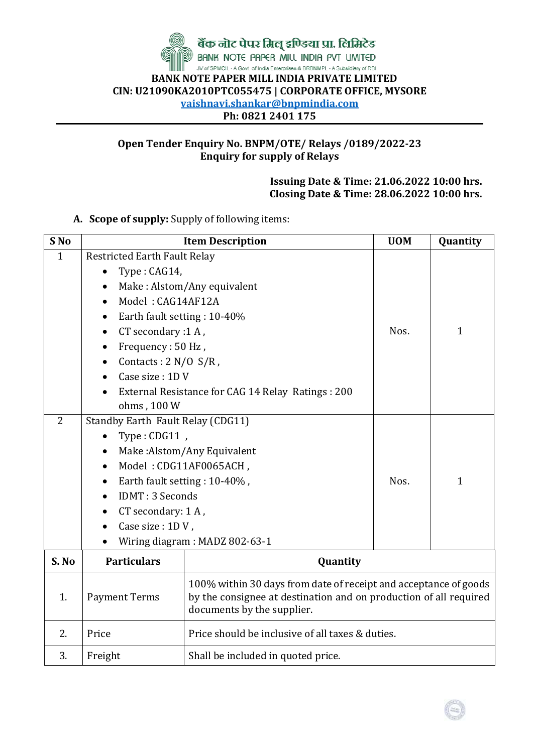बैंक नोट पेपर मिल इण्डिया प्रा. लिमिटेड

BANK NOTE PAPER MILL INDIA PVT LIMITED

JV of SPMCIL - A Govt. of India Enterprises & BRBNMPL - A Subsidiary of RBI

**BANK NOTE PAPER MILL INDIA PRIVATE LIMITED**

**CIN: U21090KA2010PTC055475 | CORPORATE OFFICE, MYSORE**

**vaishnavi.shankar@bnpmindia.com**

**Ph: 0821 2401 175**

---

**Open Tender Enquiry No. BNPM/OTE/ Relays /0189/2022-23**
**Enquiry for supply of Relays**

**Issuing Date & Time: 21.06.2022 10:00 hrs.**
**Closing Date & Time: 28.06.2022 10:00 hrs.**

A. **Scope of supply:** Supply of following items:

| S No | Item Description | UOM | Quantity |
|---|---|---|---|
| 1 | Restricted Earth Fault Relay<br>• Type : CAG14,<br>• Make : Alstom/Any equivalent<br>• Model : CAG14AF12A<br>• Earth fault setting : 10-40%<br>• CT secondary :1 A ,<br>• Frequency : 50 Hz ,<br>• Contacts : 2 N/O S/R ,<br>• Case size : 1D V<br>• External Resistance for CAG 14 Relay Ratings : 200 ohms , 100 W | Nos. | 1 |
| 2 | Standby Earth Fault Relay (CDG11)<br>• Type : CDG11 ,<br>• Make :Alstom/Any Equivalent<br>• Model : CDG11AF0065ACH ,<br>• Earth fault setting : 10-40% ,<br>• IDMT : 3 Seconds<br>• CT secondary: 1 A ,<br>• Case size : 1D V ,<br>• Wiring diagram : MADZ 802-63-1 | Nos. | 1 |

| S. No | Particulars | Quantity |
|---|---|---|
| 1. | Payment Terms | 100% within 30 days from date of receipt and acceptance of goods by the consignee at destination and on production of all required documents by the supplier. |
| 2. | Price | Price should be inclusive of all taxes & duties. |
| 3. | Freight | Shall be included in quoted price. |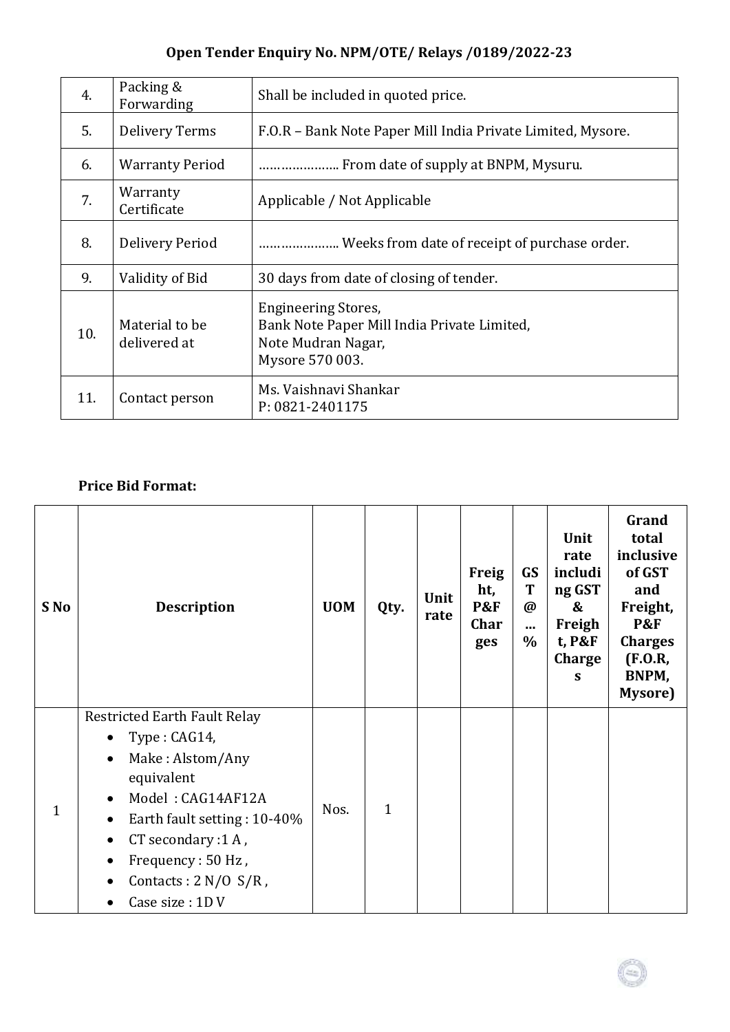## Open Tender Enquiry No. NPM/OTE/ Relays /0189/2022-23

| | | |
|---|---|---|
| 4. | Packing & Forwarding | Shall be included in quoted price. |
| 5. | Delivery Terms | F.O.R – Bank Note Paper Mill India Private Limited, Mysore. |
| 6. | Warranty Period | ………………… From date of supply at BNPM, Mysuru. |
| 7. | Warranty Certificate | Applicable / Not Applicable |
| 8. | Delivery Period | ………………… Weeks from date of receipt of purchase order. |
| 9. | Validity of Bid | 30 days from date of closing of tender. |
| 10. | Material to be delivered at | Engineering Stores,<br>Bank Note Paper Mill India Private Limited,<br>Note Mudran Nagar,<br>Mysore 570 003. |
| 11. | Contact person | Ms. Vaishnavi Shankar<br>P: 0821-2401175 |

**Price Bid Format:**

| S No | Description | UOM | Qty. | Unit rate | Freight, P&F Charges | GST @ … % | Unit rate including GST & Freight, P&F Charges | Grand total inclusive of GST and Freight, P&F Charges (F.O.R, BNPM, Mysore) |
|---|---|---|---|---|---|---|---|---|
| 1 | Restricted Earth Fault Relay<br>• Type : CAG14,<br>• Make : Alstom/Any equivalent<br>• Model : CAG14AF12A<br>• Earth fault setting : 10-40%<br>• CT secondary :1 A ,<br>• Frequency : 50 Hz ,<br>• Contacts : 2 N/O S/R ,<br>• Case size : 1D V | Nos. | 1 | | | | | |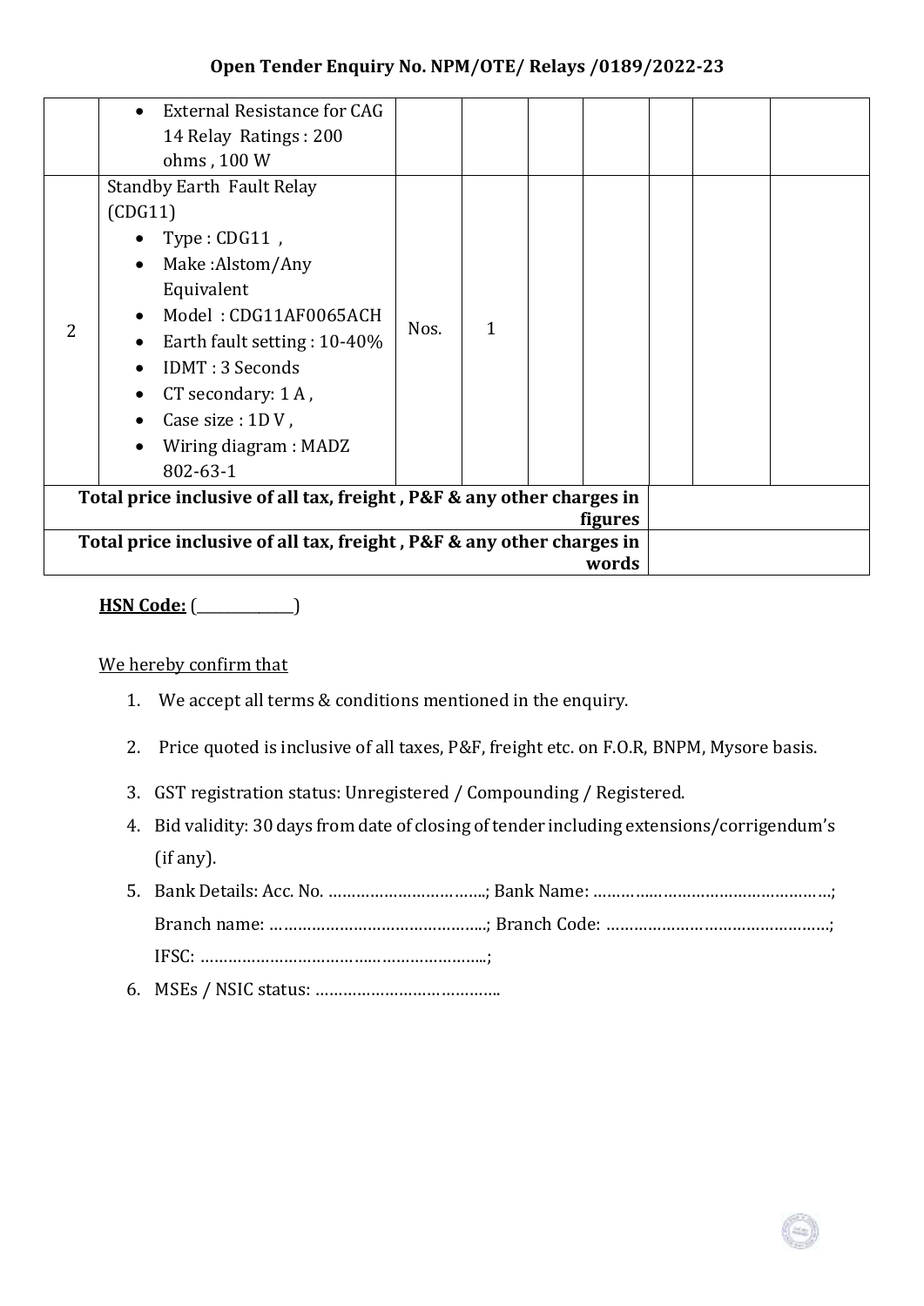## Open Tender Enquiry No. NPM/OTE/ Relays /0189/2022-23

| | | | | | | | | |
|---|---|---|---|---|---|---|---|---|
| | • External Resistance for CAG 14 Relay Ratings : 200 ohms , 100 W | | | | | | | |
| 2 | Standby Earth Fault Relay (CDG11)<br>• Type : CDG11 ,<br>• Make :Alstom/Any Equivalent<br>• Model : CDG11AF0065ACH<br>• Earth fault setting : 10-40%<br>• IDMT : 3 Seconds<br>• CT secondary: 1 A ,<br>• Case size : 1D V ,<br>• Wiring diagram : MADZ 802-63-1 | Nos. | 1 | | | | | |
| **Total price inclusive of all tax, freight , P&F & any other charges in figures** | | | | | | | | |
| **Total price inclusive of all tax, freight , P&F & any other charges in words** | | | | | | | | |

**HSN Code:** (_______________)

We hereby confirm that

1. We accept all terms & conditions mentioned in the enquiry.
2. Price quoted is inclusive of all taxes, P&F, freight etc. on F.O.R, BNPM, Mysore basis.
3. GST registration status: Unregistered / Compounding / Registered.
4. Bid validity: 30 days from date of closing of tender including extensions/corrigendum's (if any).
5. Bank Details: Acc. No. ……………………………..; Bank Name: ……………………………………………; Branch name: ………………………………………..; Branch Code: ……………………………………….; IFSC: ……………………………………………………..;
6. MSEs / NSIC status: ………………………………….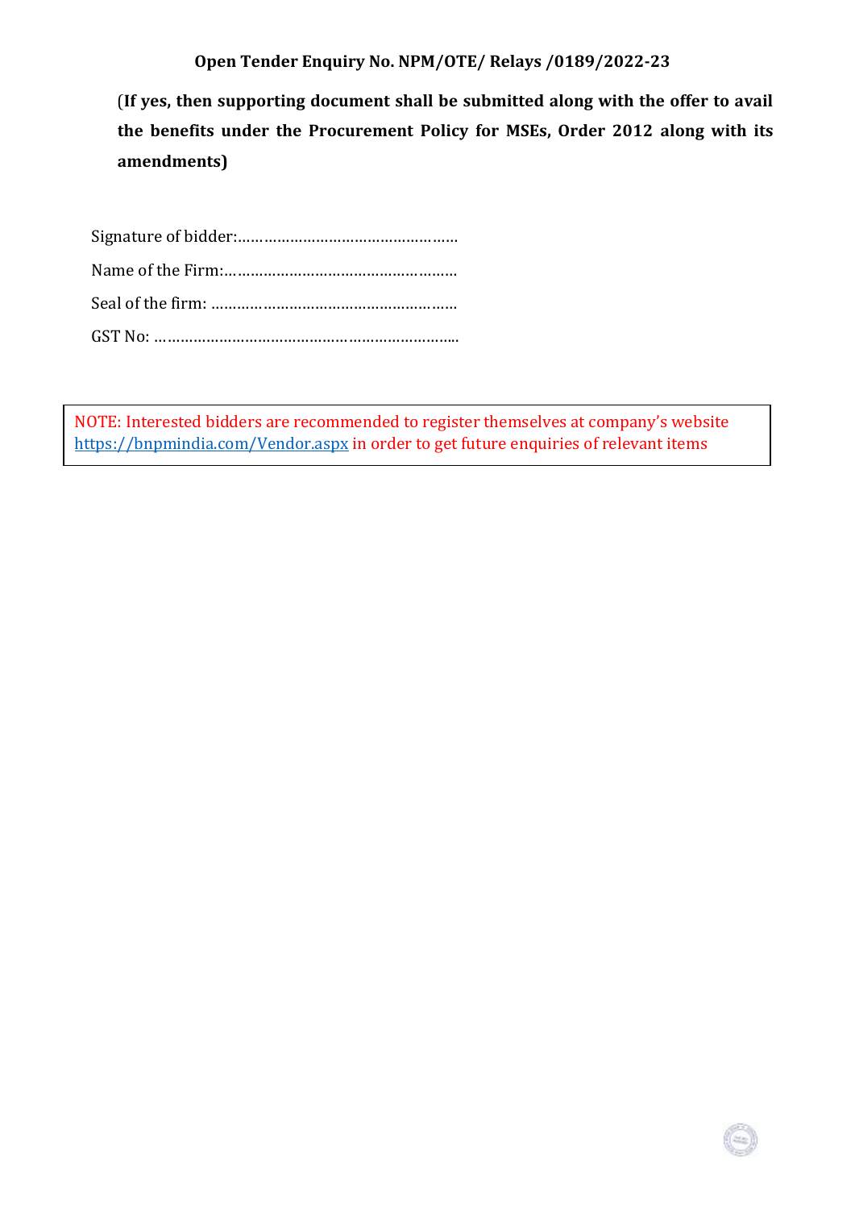**(If yes, then supporting document shall be submitted along with the offer to avail the benefits under the Procurement Policy for MSEs, Order 2012 along with its amendments)**

Signature of bidder:…………………………………………..

Name of the Firm:………………………………………………

Seal of the firm: …………………………………………………

GST No: ……………………………………………………………..

NOTE: Interested bidders are recommended to register themselves at company's website [https://bnpmindia.com/Vendor.aspx](https://bnpmindia.com/Vendor.aspx) in order to get future enquiries of relevant items